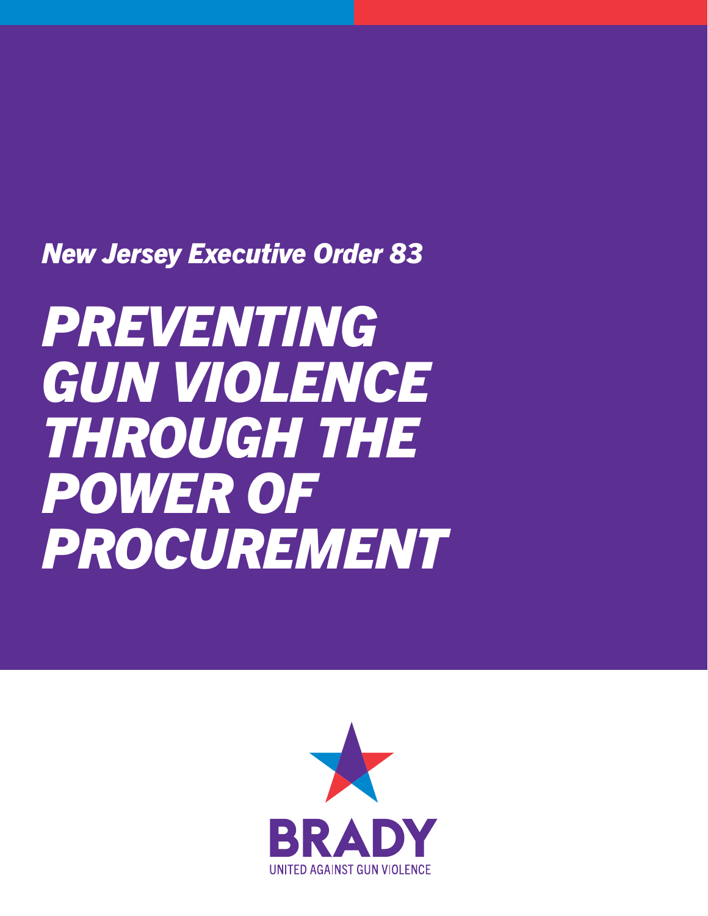*New Jersey Executive Order 83*

# *PREVENTING GUN VIOLENCE THROUGH THE POWER OF PROCUREMENT*

BRADY

UNITED AGAINST GUN VIOLENCE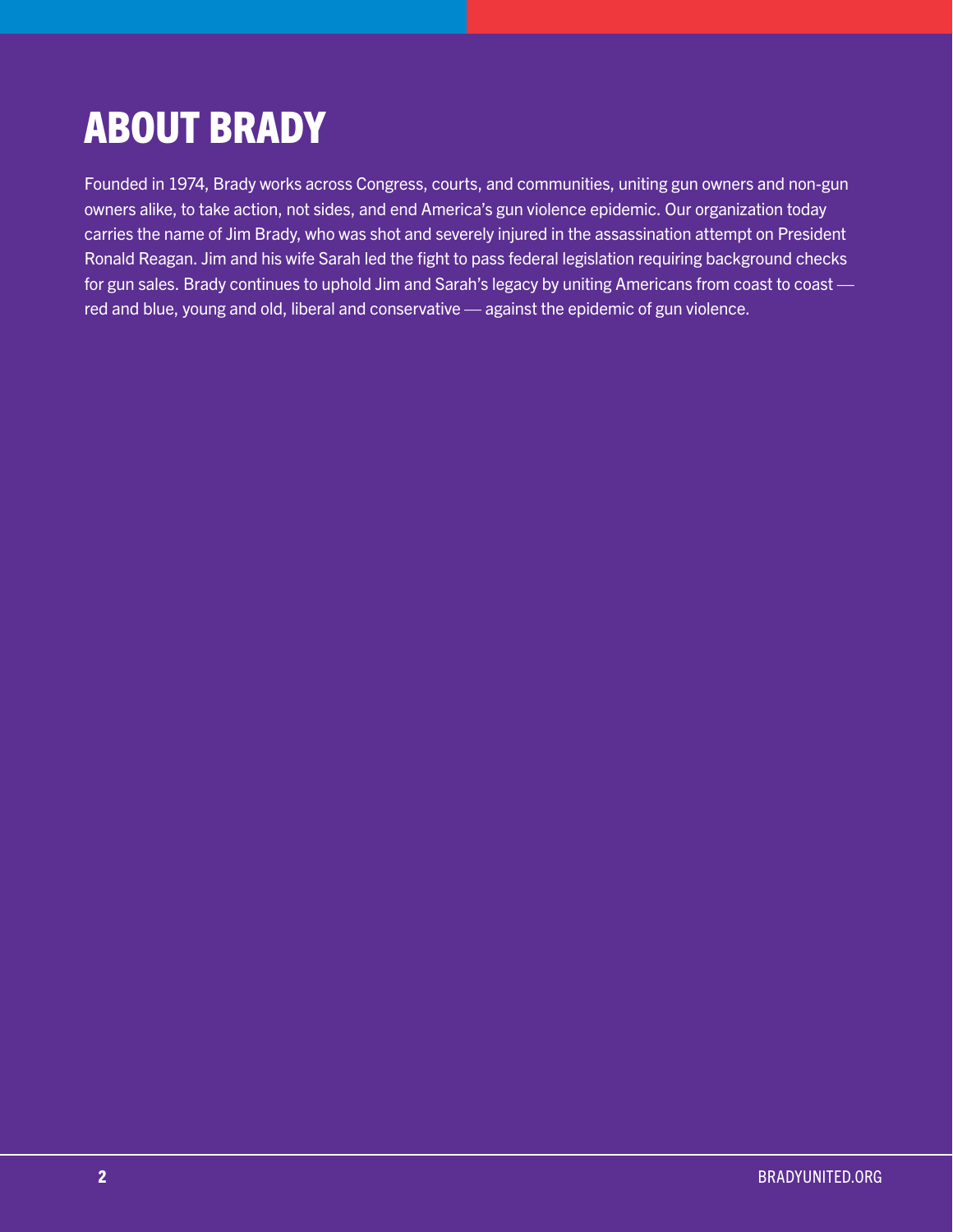# ABOUT BRADY

Founded in 1974, Brady works across Congress, courts, and communities, uniting gun owners and non-gun owners alike, to take action, not sides, and end America's gun violence epidemic. Our organization today carries the name of Jim Brady, who was shot and severely injured in the assassination attempt on President Ronald Reagan. Jim and his wife Sarah led the fight to pass federal legislation requiring background checks for gun sales. Brady continues to uphold Jim and Sarah's legacy by uniting Americans from coast to coast — red and blue, young and old, liberal and conservative — against the epidemic of gun violence.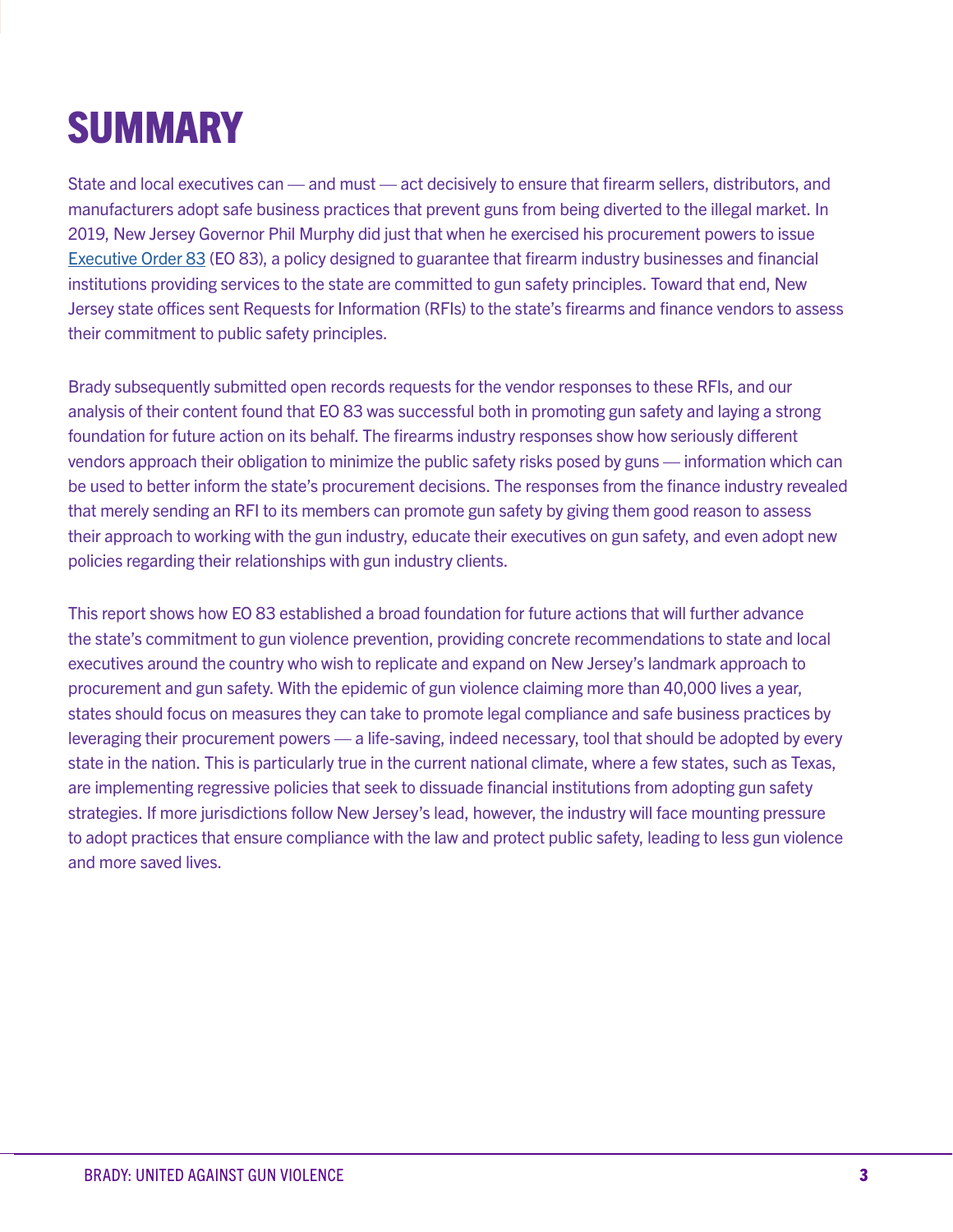# SUMMARY

State and local executives can — and must — act decisively to ensure that firearm sellers, distributors, and manufacturers adopt safe business practices that prevent guns from being diverted to the illegal market. In 2019, New Jersey Governor Phil Murphy did just that when he exercised his procurement powers to issue Executive Order 83 (EO 83), a policy designed to guarantee that firearm industry businesses and financial institutions providing services to the state are committed to gun safety principles. Toward that end, New Jersey state offices sent Requests for Information (RFIs) to the state's firearms and finance vendors to assess their commitment to public safety principles.

Brady subsequently submitted open records requests for the vendor responses to these RFIs, and our analysis of their content found that EO 83 was successful both in promoting gun safety and laying a strong foundation for future action on its behalf. The firearms industry responses show how seriously different vendors approach their obligation to minimize the public safety risks posed by guns — information which can be used to better inform the state's procurement decisions. The responses from the finance industry revealed that merely sending an RFI to its members can promote gun safety by giving them good reason to assess their approach to working with the gun industry, educate their executives on gun safety, and even adopt new policies regarding their relationships with gun industry clients.

This report shows how EO 83 established a broad foundation for future actions that will further advance the state's commitment to gun violence prevention, providing concrete recommendations to state and local executives around the country who wish to replicate and expand on New Jersey's landmark approach to procurement and gun safety. With the epidemic of gun violence claiming more than 40,000 lives a year, states should focus on measures they can take to promote legal compliance and safe business practices by leveraging their procurement powers — a life-saving, indeed necessary, tool that should be adopted by every state in the nation. This is particularly true in the current national climate, where a few states, such as Texas, are implementing regressive policies that seek to dissuade financial institutions from adopting gun safety strategies. If more jurisdictions follow New Jersey's lead, however, the industry will face mounting pressure to adopt practices that ensure compliance with the law and protect public safety, leading to less gun violence and more saved lives.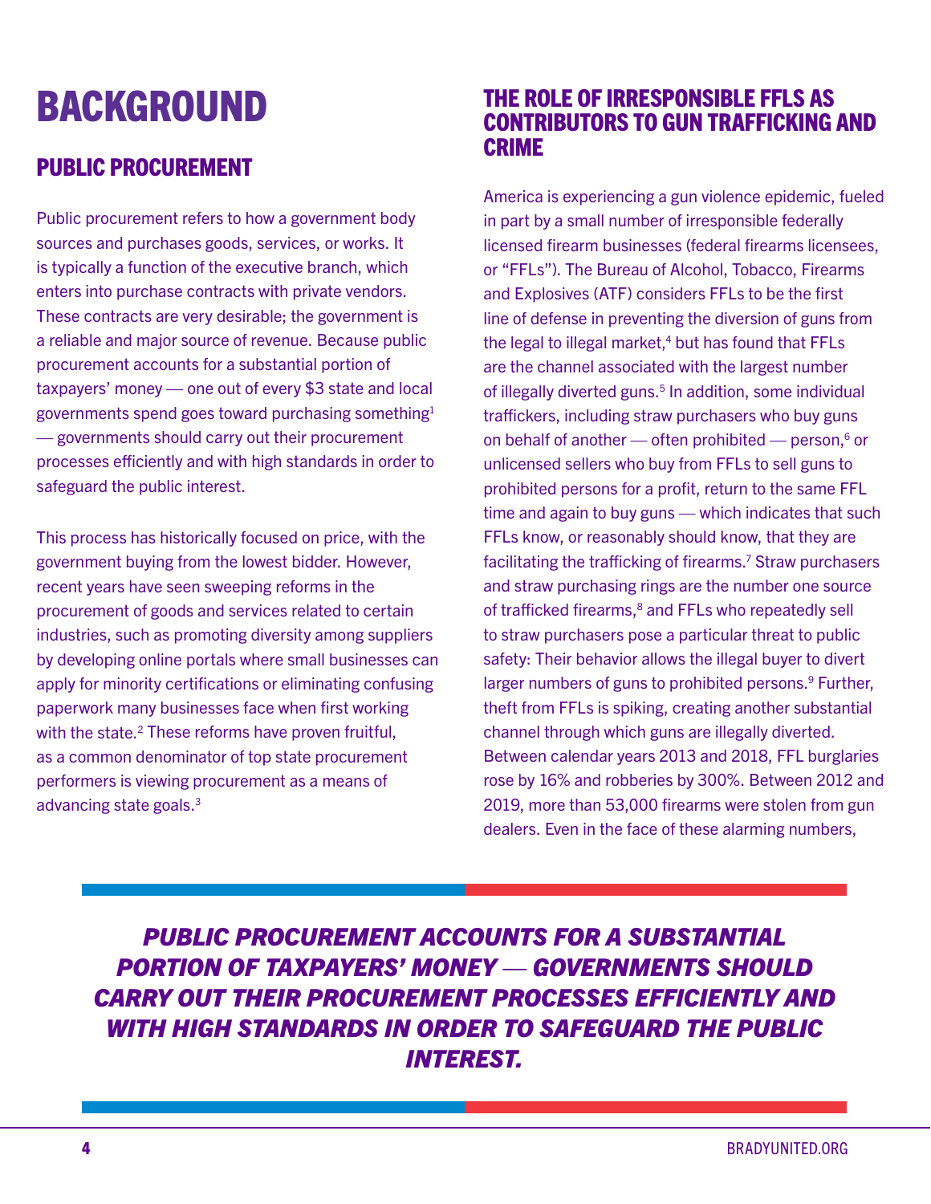# BACKGROUND

## PUBLIC PROCUREMENT

Public procurement refers to how a government body sources and purchases goods, services, or works. It is typically a function of the executive branch, which enters into purchase contracts with private vendors. These contracts are very desirable; the government is a reliable and major source of revenue. Because public procurement accounts for a substantial portion of taxpayers' money — one out of every $3 state and local governments spend goes toward purchasing something[1] — governments should carry out their procurement processes efficiently and with high standards in order to safeguard the public interest.

This process has historically focused on price, with the government buying from the lowest bidder. However, recent years have seen sweeping reforms in the procurement of goods and services related to certain industries, such as promoting diversity among suppliers by developing online portals where small businesses can apply for minority certifications or eliminating confusing paperwork many businesses face when first working with the state.[2] These reforms have proven fruitful, as a common denominator of top state procurement performers is viewing procurement as a means of advancing state goals.[3]

## THE ROLE OF IRRESPONSIBLE FFLS AS CONTRIBUTORS TO GUN TRAFFICKING AND CRIME

America is experiencing a gun violence epidemic, fueled in part by a small number of irresponsible federally licensed firearm businesses (federal firearms licensees, or "FFLs"). The Bureau of Alcohol, Tobacco, Firearms and Explosives (ATF) considers FFLs to be the first line of defense in preventing the diversion of guns from the legal to illegal market,[4] but has found that FFLs are the channel associated with the largest number of illegally diverted guns.[5] In addition, some individual traffickers, including straw purchasers who buy guns on behalf of another — often prohibited — person,[6] or unlicensed sellers who buy from FFLs to sell guns to prohibited persons for a profit, return to the same FFL time and again to buy guns — which indicates that such FFLs know, or reasonably should know, that they are facilitating the trafficking of firearms.[7] Straw purchasers and straw purchasing rings are the number one source of trafficked firearms,[8] and FFLs who repeatedly sell to straw purchasers pose a particular threat to public safety: Their behavior allows the illegal buyer to divert larger numbers of guns to prohibited persons.[9] Further, theft from FFLs is spiking, creating another substantial channel through which guns are illegally diverted. Between calendar years 2013 and 2018, FFL burglaries rose by 16% and robberies by 300%. Between 2012 and 2019, more than 53,000 firearms were stolen from gun dealers. Even in the face of these alarming numbers,

***PUBLIC PROCUREMENT ACCOUNTS FOR A SUBSTANTIAL PORTION OF TAXPAYERS' MONEY — GOVERNMENTS SHOULD CARRY OUT THEIR PROCUREMENT PROCESSES EFFICIENTLY AND WITH HIGH STANDARDS IN ORDER TO SAFEGUARD THE PUBLIC INTEREST.***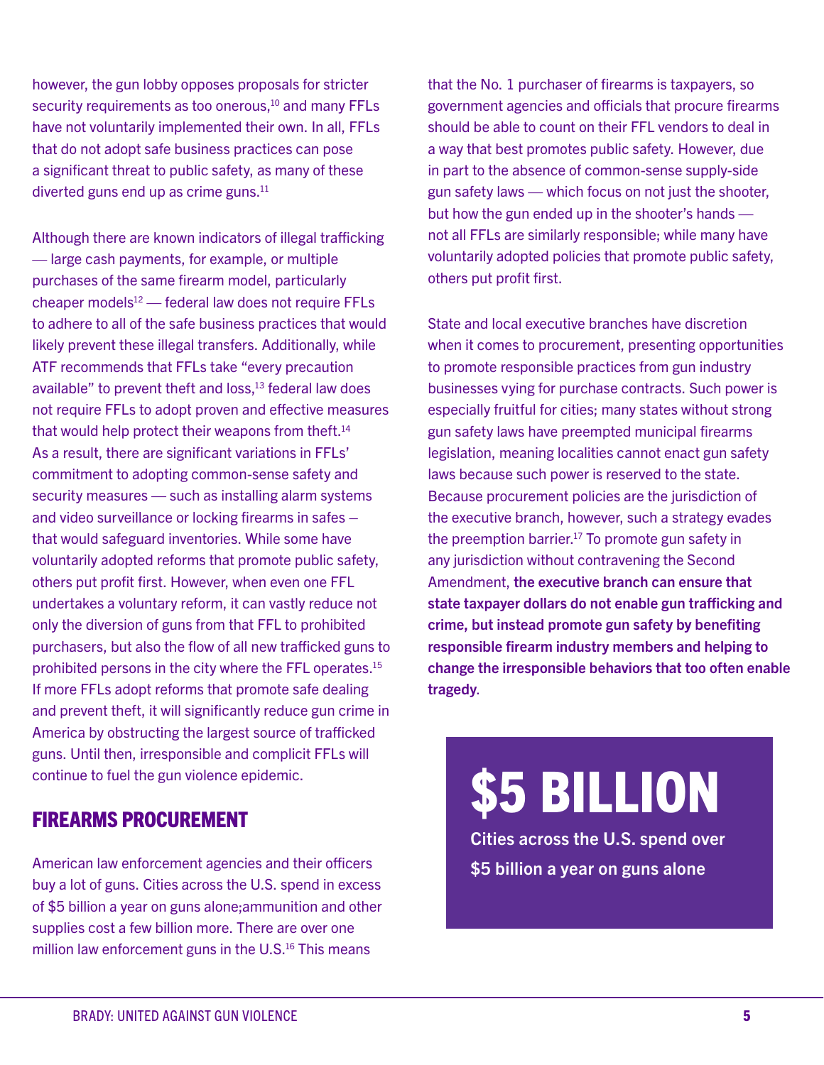however, the gun lobby opposes proposals for stricter security requirements as too onerous,[10] and many FFLs have not voluntarily implemented their own. In all, FFLs that do not adopt safe business practices can pose a significant threat to public safety, as many of these diverted guns end up as crime guns.[11]

Although there are known indicators of illegal trafficking — large cash payments, for example, or multiple purchases of the same firearm model, particularly cheaper models[12] — federal law does not require FFLs to adhere to all of the safe business practices that would likely prevent these illegal transfers. Additionally, while ATF recommends that FFLs take "every precaution available" to prevent theft and loss,[13] federal law does not require FFLs to adopt proven and effective measures that would help protect their weapons from theft.[14] As a result, there are significant variations in FFLs' commitment to adopting common-sense safety and security measures — such as installing alarm systems and video surveillance or locking firearms in safes – that would safeguard inventories. While some have voluntarily adopted reforms that promote public safety, others put profit first. However, when even one FFL undertakes a voluntary reform, it can vastly reduce not only the diversion of guns from that FFL to prohibited purchasers, but also the flow of all new trafficked guns to prohibited persons in the city where the FFL operates.[15] If more FFLs adopt reforms that promote safe dealing and prevent theft, it will significantly reduce gun crime in America by obstructing the largest source of trafficked guns. Until then, irresponsible and complicit FFLs will continue to fuel the gun violence epidemic.

## FIREARMS PROCUREMENT

American law enforcement agencies and their officers buy a lot of guns. Cities across the U.S. spend in excess of $5 billion a year on guns alone;ammunition and other supplies cost a few billion more. There are over one million law enforcement guns in the U.S.[16] This means that the No. 1 purchaser of firearms is taxpayers, so government agencies and officials that procure firearms should be able to count on their FFL vendors to deal in a way that best promotes public safety. However, due in part to the absence of common-sense supply-side gun safety laws — which focus on not just the shooter, but how the gun ended up in the shooter's hands — not all FFLs are similarly responsible; while many have voluntarily adopted policies that promote public safety, others put profit first.

State and local executive branches have discretion when it comes to procurement, presenting opportunities to promote responsible practices from gun industry businesses vying for purchase contracts. Such power is especially fruitful for cities; many states without strong gun safety laws have preempted municipal firearms legislation, meaning localities cannot enact gun safety laws because such power is reserved to the state. Because procurement policies are the jurisdiction of the executive branch, however, such a strategy evades the preemption barrier.[17] To promote gun safety in any jurisdiction without contravening the Second Amendment, **the executive branch can ensure that state taxpayer dollars do not enable gun trafficking and crime, but instead promote gun safety by benefiting responsible firearm industry members and helping to change the irresponsible behaviors that too often enable tragedy**.

**$5 BILLION**

**Cities across the U.S. spend over $5 billion a year on guns alone**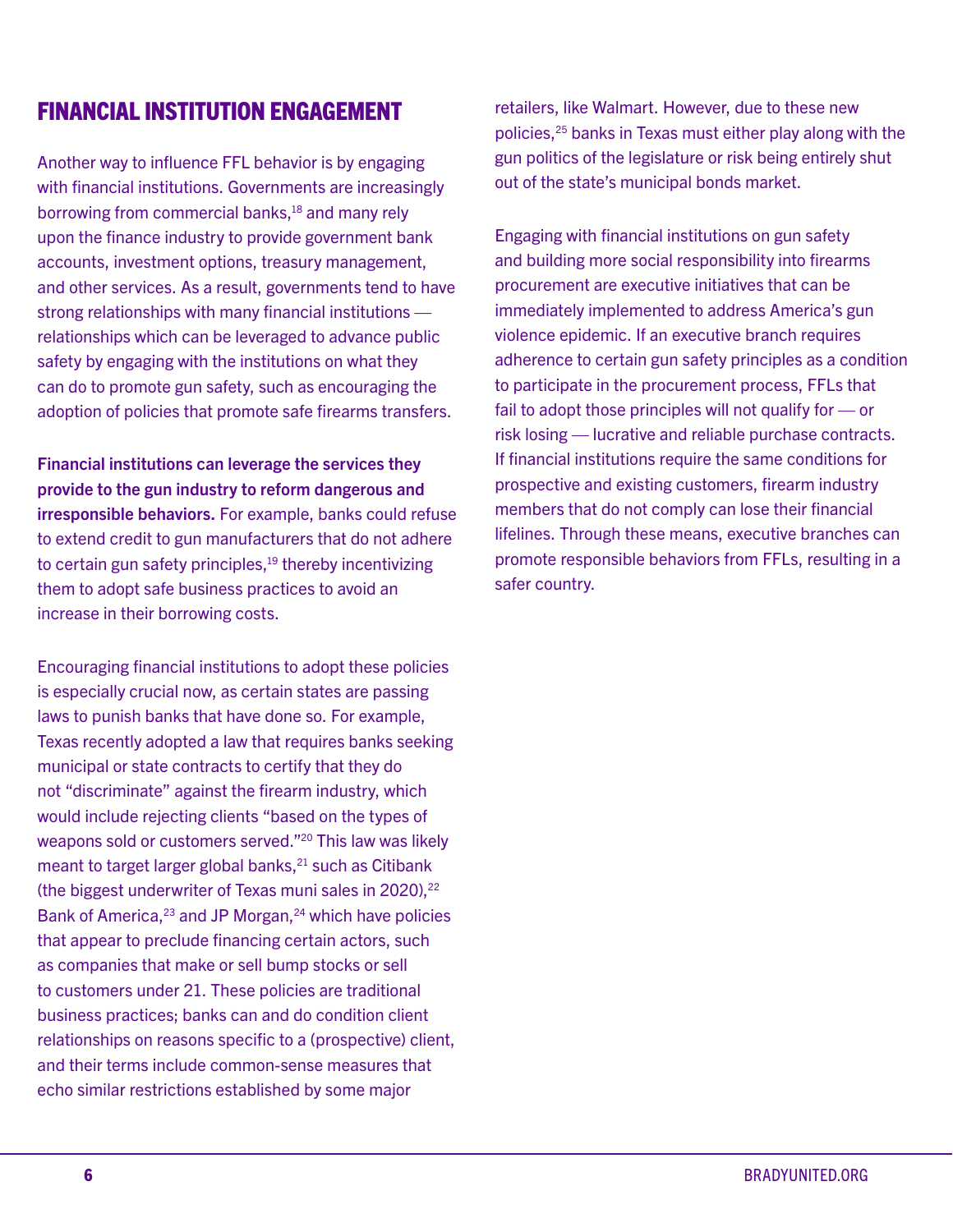## FINANCIAL INSTITUTION ENGAGEMENT

Another way to influence FFL behavior is by engaging with financial institutions. Governments are increasingly borrowing from commercial banks,[18] and many rely upon the finance industry to provide government bank accounts, investment options, treasury management, and other services. As a result, governments tend to have strong relationships with many financial institutions — relationships which can be leveraged to advance public safety by engaging with the institutions on what they can do to promote gun safety, such as encouraging the adoption of policies that promote safe firearms transfers.

**Financial institutions can leverage the services they provide to the gun industry to reform dangerous and irresponsible behaviors.** For example, banks could refuse to extend credit to gun manufacturers that do not adhere to certain gun safety principles,[19] thereby incentivizing them to adopt safe business practices to avoid an increase in their borrowing costs.

Encouraging financial institutions to adopt these policies is especially crucial now, as certain states are passing laws to punish banks that have done so. For example, Texas recently adopted a law that requires banks seeking municipal or state contracts to certify that they do not "discriminate" against the firearm industry, which would include rejecting clients "based on the types of weapons sold or customers served."[20] This law was likely meant to target larger global banks,[21] such as Citibank (the biggest underwriter of Texas muni sales in 2020),[22] Bank of America,[23] and JP Morgan,[24] which have policies that appear to preclude financing certain actors, such as companies that make or sell bump stocks or sell to customers under 21. These policies are traditional business practices; banks can and do condition client relationships on reasons specific to a (prospective) client, and their terms include common-sense measures that echo similar restrictions established by some major retailers, like Walmart. However, due to these new policies,[25] banks in Texas must either play along with the gun politics of the legislature or risk being entirely shut out of the state's municipal bonds market.

Engaging with financial institutions on gun safety and building more social responsibility into firearms procurement are executive initiatives that can be immediately implemented to address America's gun violence epidemic. If an executive branch requires adherence to certain gun safety principles as a condition to participate in the procurement process, FFLs that fail to adopt those principles will not qualify for — or risk losing — lucrative and reliable purchase contracts. If financial institutions require the same conditions for prospective and existing customers, firearm industry members that do not comply can lose their financial lifelines. Through these means, executive branches can promote responsible behaviors from FFLs, resulting in a safer country.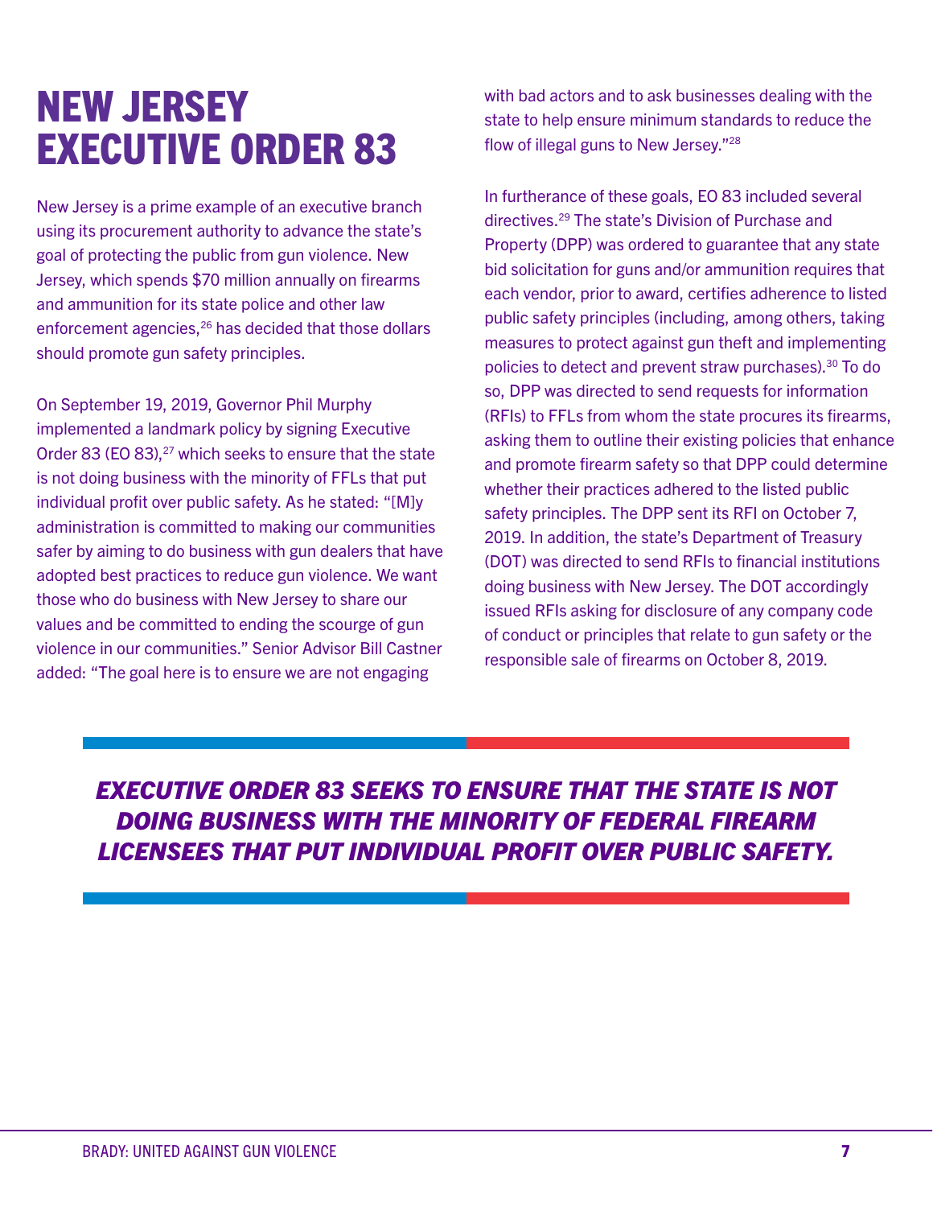# NEW JERSEY EXECUTIVE ORDER 83

New Jersey is a prime example of an executive branch using its procurement authority to advance the state's goal of protecting the public from gun violence. New Jersey, which spends $70 million annually on firearms and ammunition for its state police and other law enforcement agencies,[26] has decided that those dollars should promote gun safety principles.

On September 19, 2019, Governor Phil Murphy implemented a landmark policy by signing Executive Order 83 (EO 83),[27] which seeks to ensure that the state is not doing business with the minority of FFLs that put individual profit over public safety. As he stated: "[M]y administration is committed to making our communities safer by aiming to do business with gun dealers that have adopted best practices to reduce gun violence. We want those who do business with New Jersey to share our values and be committed to ending the scourge of gun violence in our communities." Senior Advisor Bill Castner added: "The goal here is to ensure we are not engaging with bad actors and to ask businesses dealing with the state to help ensure minimum standards to reduce the flow of illegal guns to New Jersey."[28]

In furtherance of these goals, EO 83 included several directives.[29] The state's Division of Purchase and Property (DPP) was ordered to guarantee that any state bid solicitation for guns and/or ammunition requires that each vendor, prior to award, certifies adherence to listed public safety principles (including, among others, taking measures to protect against gun theft and implementing policies to detect and prevent straw purchases).[30] To do so, DPP was directed to send requests for information (RFIs) to FFLs from whom the state procures its firearms, asking them to outline their existing policies that enhance and promote firearm safety so that DPP could determine whether their practices adhered to the listed public safety principles. The DPP sent its RFI on October 7, 2019. In addition, the state's Department of Treasury (DOT) was directed to send RFIs to financial institutions doing business with New Jersey. The DOT accordingly issued RFIs asking for disclosure of any company code of conduct or principles that relate to gun safety or the responsible sale of firearms on October 8, 2019.

***EXECUTIVE ORDER 83 SEEKS TO ENSURE THAT THE STATE IS NOT DOING BUSINESS WITH THE MINORITY OF FEDERAL FIREARM LICENSEES THAT PUT INDIVIDUAL PROFIT OVER PUBLIC SAFETY.***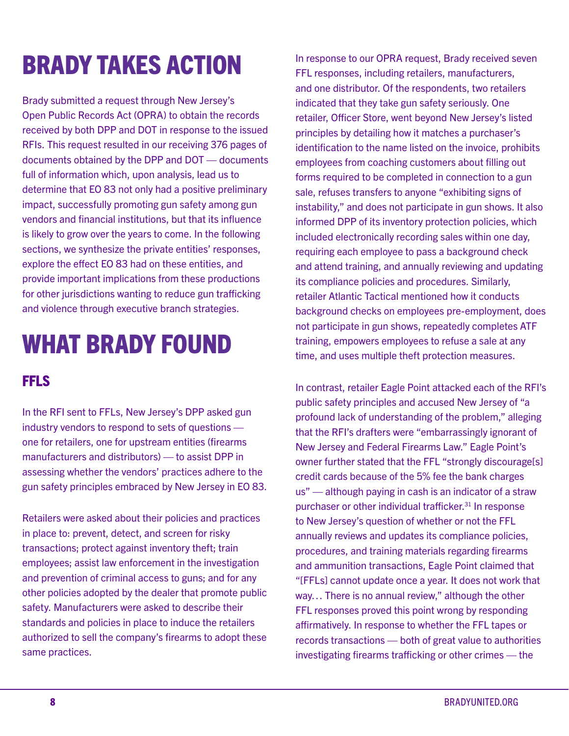# BRADY TAKES ACTION

Brady submitted a request through New Jersey's Open Public Records Act (OPRA) to obtain the records received by both DPP and DOT in response to the issued RFIs. This request resulted in our receiving 376 pages of documents obtained by the DPP and DOT — documents full of information which, upon analysis, lead us to determine that EO 83 not only had a positive preliminary impact, successfully promoting gun safety among gun vendors and financial institutions, but that its influence is likely to grow over the years to come. In the following sections, we synthesize the private entities' responses, explore the effect EO 83 had on these entities, and provide important implications from these productions for other jurisdictions wanting to reduce gun trafficking and violence through executive branch strategies.

# WHAT BRADY FOUND

## FFLS

In the RFI sent to FFLs, New Jersey's DPP asked gun industry vendors to respond to sets of questions — one for retailers, one for upstream entities (firearms manufacturers and distributors) — to assist DPP in assessing whether the vendors' practices adhere to the gun safety principles embraced by New Jersey in EO 83.

Retailers were asked about their policies and practices in place to: prevent, detect, and screen for risky transactions; protect against inventory theft; train employees; assist law enforcement in the investigation and prevention of criminal access to guns; and for any other policies adopted by the dealer that promote public safety. Manufacturers were asked to describe their standards and policies in place to induce the retailers authorized to sell the company's firearms to adopt these same practices.

In response to our OPRA request, Brady received seven FFL responses, including retailers, manufacturers, and one distributor. Of the respondents, two retailers indicated that they take gun safety seriously. One retailer, Officer Store, went beyond New Jersey's listed principles by detailing how it matches a purchaser's identification to the name listed on the invoice, prohibits employees from coaching customers about filling out forms required to be completed in connection to a gun sale, refuses transfers to anyone "exhibiting signs of instability," and does not participate in gun shows. It also informed DPP of its inventory protection policies, which included electronically recording sales within one day, requiring each employee to pass a background check and attend training, and annually reviewing and updating its compliance policies and procedures. Similarly, retailer Atlantic Tactical mentioned how it conducts background checks on employees pre-employment, does not participate in gun shows, repeatedly completes ATF training, empowers employees to refuse a sale at any time, and uses multiple theft protection measures.

In contrast, retailer Eagle Point attacked each of the RFI's public safety principles and accused New Jersey of "a profound lack of understanding of the problem," alleging that the RFI's drafters were "embarrassingly ignorant of New Jersey and Federal Firearms Law." Eagle Point's owner further stated that the FFL "strongly discourage[s] credit cards because of the 5% fee the bank charges us" — although paying in cash is an indicator of a straw purchaser or other individual trafficker.[31] In response to New Jersey's question of whether or not the FFL annually reviews and updates its compliance policies, procedures, and training materials regarding firearms and ammunition transactions, Eagle Point claimed that "[FFLs] cannot update once a year. It does not work that way… There is no annual review," although the other FFL responses proved this point wrong by responding affirmatively. In response to whether the FFL tapes or records transactions — both of great value to authorities investigating firearms trafficking or other crimes — the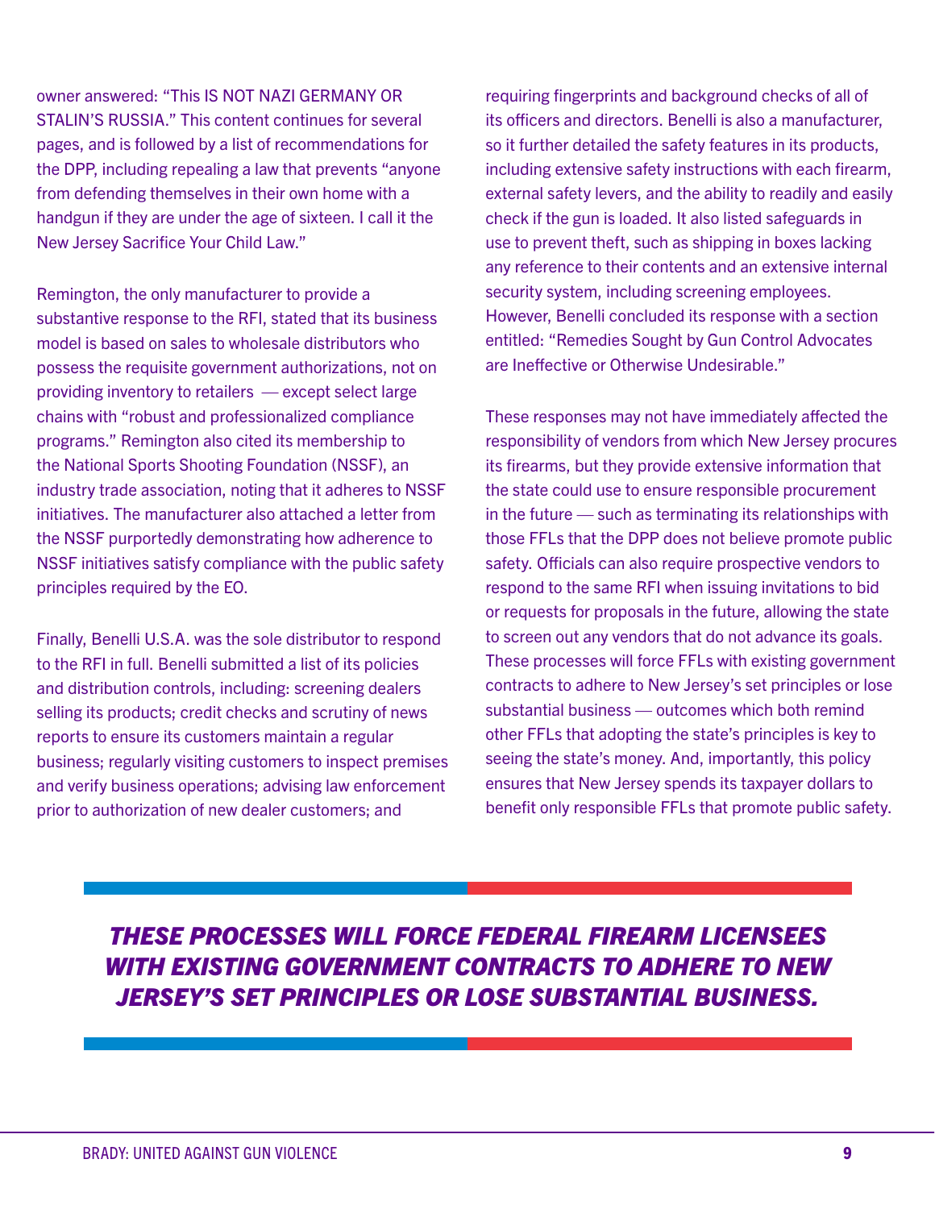owner answered: "This IS NOT NAZI GERMANY OR STALIN'S RUSSIA." This content continues for several pages, and is followed by a list of recommendations for the DPP, including repealing a law that prevents "anyone from defending themselves in their own home with a handgun if they are under the age of sixteen. I call it the New Jersey Sacrifice Your Child Law."

Remington, the only manufacturer to provide a substantive response to the RFI, stated that its business model is based on sales to wholesale distributors who possess the requisite government authorizations, not on providing inventory to retailers — except select large chains with "robust and professionalized compliance programs." Remington also cited its membership to the National Sports Shooting Foundation (NSSF), an industry trade association, noting that it adheres to NSSF initiatives. The manufacturer also attached a letter from the NSSF purportedly demonstrating how adherence to NSSF initiatives satisfy compliance with the public safety principles required by the EO.

Finally, Benelli U.S.A. was the sole distributor to respond to the RFI in full. Benelli submitted a list of its policies and distribution controls, including: screening dealers selling its products; credit checks and scrutiny of news reports to ensure its customers maintain a regular business; regularly visiting customers to inspect premises and verify business operations; advising law enforcement prior to authorization of new dealer customers; and requiring fingerprints and background checks of all of its officers and directors. Benelli is also a manufacturer, so it further detailed the safety features in its products, including extensive safety instructions with each firearm, external safety levers, and the ability to readily and easily check if the gun is loaded. It also listed safeguards in use to prevent theft, such as shipping in boxes lacking any reference to their contents and an extensive internal security system, including screening employees. However, Benelli concluded its response with a section entitled: "Remedies Sought by Gun Control Advocates are Ineffective or Otherwise Undesirable."

These responses may not have immediately affected the responsibility of vendors from which New Jersey procures its firearms, but they provide extensive information that the state could use to ensure responsible procurement in the future — such as terminating its relationships with those FFLs that the DPP does not believe promote public safety. Officials can also require prospective vendors to respond to the same RFI when issuing invitations to bid or requests for proposals in the future, allowing the state to screen out any vendors that do not advance its goals. These processes will force FFLs with existing government contracts to adhere to New Jersey's set principles or lose substantial business — outcomes which both remind other FFLs that adopting the state's principles is key to seeing the state's money. And, importantly, this policy ensures that New Jersey spends its taxpayer dollars to benefit only responsible FFLs that promote public safety.

***THESE PROCESSES WILL FORCE FEDERAL FIREARM LICENSEES WITH EXISTING GOVERNMENT CONTRACTS TO ADHERE TO NEW JERSEY'S SET PRINCIPLES OR LOSE SUBSTANTIAL BUSINESS.***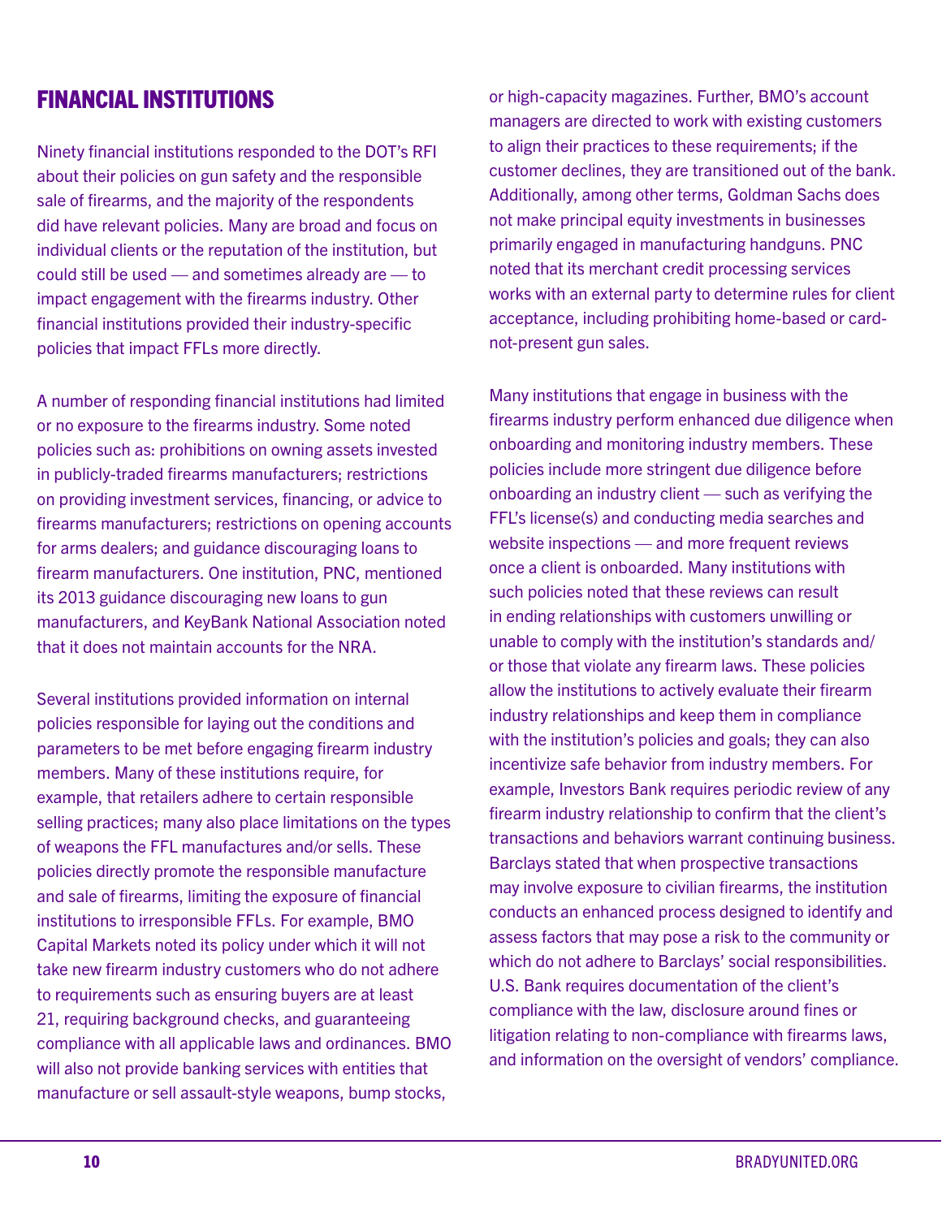## FINANCIAL INSTITUTIONS

Ninety financial institutions responded to the DOT's RFI about their policies on gun safety and the responsible sale of firearms, and the majority of the respondents did have relevant policies. Many are broad and focus on individual clients or the reputation of the institution, but could still be used — and sometimes already are — to impact engagement with the firearms industry. Other financial institutions provided their industry-specific policies that impact FFLs more directly.

A number of responding financial institutions had limited or no exposure to the firearms industry. Some noted policies such as: prohibitions on owning assets invested in publicly-traded firearms manufacturers; restrictions on providing investment services, financing, or advice to firearms manufacturers; restrictions on opening accounts for arms dealers; and guidance discouraging loans to firearm manufacturers. One institution, PNC, mentioned its 2013 guidance discouraging new loans to gun manufacturers, and KeyBank National Association noted that it does not maintain accounts for the NRA.

Several institutions provided information on internal policies responsible for laying out the conditions and parameters to be met before engaging firearm industry members. Many of these institutions require, for example, that retailers adhere to certain responsible selling practices; many also place limitations on the types of weapons the FFL manufactures and/or sells. These policies directly promote the responsible manufacture and sale of firearms, limiting the exposure of financial institutions to irresponsible FFLs. For example, BMO Capital Markets noted its policy under which it will not take new firearm industry customers who do not adhere to requirements such as ensuring buyers are at least 21, requiring background checks, and guaranteeing compliance with all applicable laws and ordinances. BMO will also not provide banking services with entities that manufacture or sell assault-style weapons, bump stocks, or high-capacity magazines. Further, BMO's account managers are directed to work with existing customers to align their practices to these requirements; if the customer declines, they are transitioned out of the bank. Additionally, among other terms, Goldman Sachs does not make principal equity investments in businesses primarily engaged in manufacturing handguns. PNC noted that its merchant credit processing services works with an external party to determine rules for client acceptance, including prohibiting home-based or card-not-present gun sales.

Many institutions that engage in business with the firearms industry perform enhanced due diligence when onboarding and monitoring industry members. These policies include more stringent due diligence before onboarding an industry client — such as verifying the FFL's license(s) and conducting media searches and website inspections — and more frequent reviews once a client is onboarded. Many institutions with such policies noted that these reviews can result in ending relationships with customers unwilling or unable to comply with the institution's standards and/or those that violate any firearm laws. These policies allow the institutions to actively evaluate their firearm industry relationships and keep them in compliance with the institution's policies and goals; they can also incentivize safe behavior from industry members. For example, Investors Bank requires periodic review of any firearm industry relationship to confirm that the client's transactions and behaviors warrant continuing business. Barclays stated that when prospective transactions may involve exposure to civilian firearms, the institution conducts an enhanced process designed to identify and assess factors that may pose a risk to the community or which do not adhere to Barclays' social responsibilities. U.S. Bank requires documentation of the client's compliance with the law, disclosure around fines or litigation relating to non-compliance with firearms laws, and information on the oversight of vendors' compliance.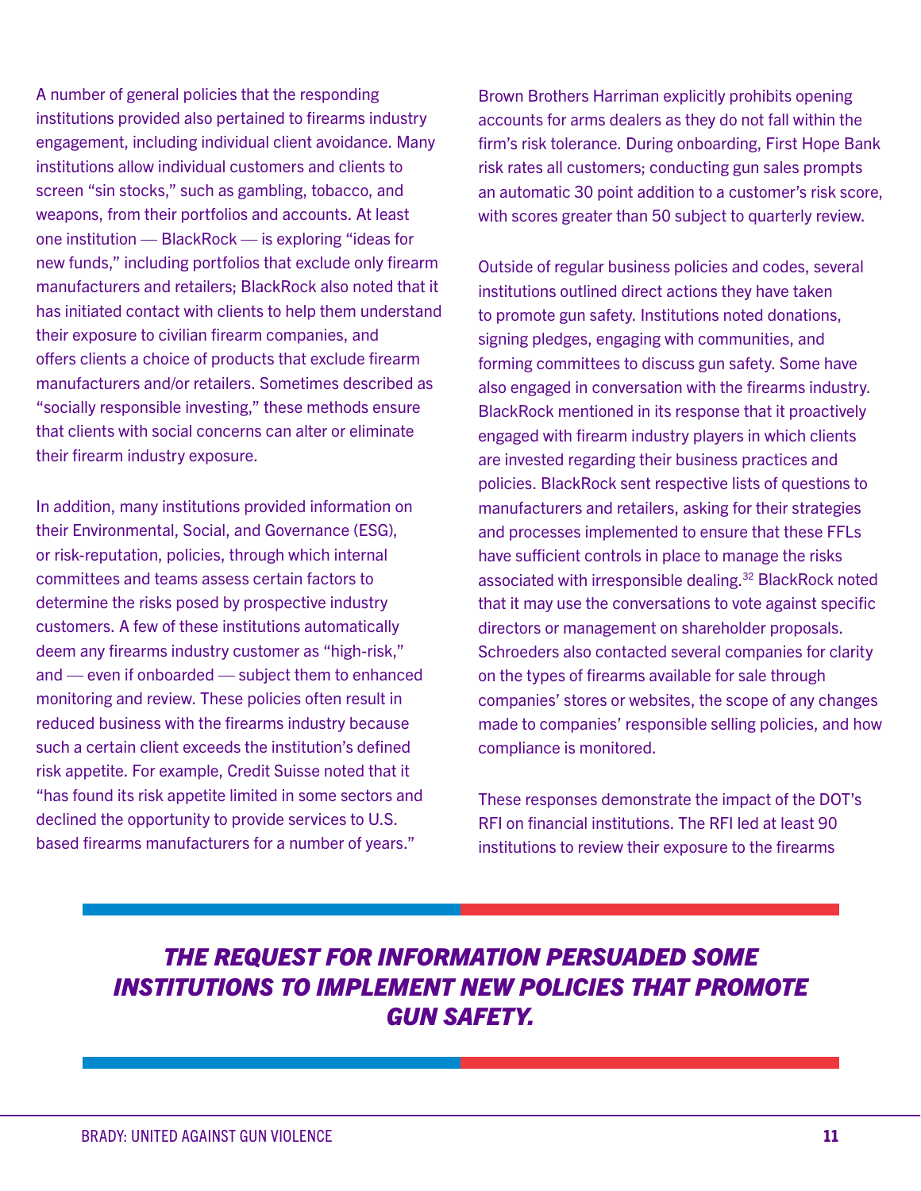A number of general policies that the responding institutions provided also pertained to firearms industry engagement, including individual client avoidance. Many institutions allow individual customers and clients to screen "sin stocks," such as gambling, tobacco, and weapons, from their portfolios and accounts. At least one institution — BlackRock — is exploring "ideas for new funds," including portfolios that exclude only firearm manufacturers and retailers; BlackRock also noted that it has initiated contact with clients to help them understand their exposure to civilian firearm companies, and offers clients a choice of products that exclude firearm manufacturers and/or retailers. Sometimes described as "socially responsible investing," these methods ensure that clients with social concerns can alter or eliminate their firearm industry exposure.

In addition, many institutions provided information on their Environmental, Social, and Governance (ESG), or risk-reputation, policies, through which internal committees and teams assess certain factors to determine the risks posed by prospective industry customers. A few of these institutions automatically deem any firearms industry customer as "high-risk," and — even if onboarded — subject them to enhanced monitoring and review. These policies often result in reduced business with the firearms industry because such a certain client exceeds the institution's defined risk appetite. For example, Credit Suisse noted that it "has found its risk appetite limited in some sectors and declined the opportunity to provide services to U.S. based firearms manufacturers for a number of years."

Brown Brothers Harriman explicitly prohibits opening accounts for arms dealers as they do not fall within the firm's risk tolerance. During onboarding, First Hope Bank risk rates all customers; conducting gun sales prompts an automatic 30 point addition to a customer's risk score, with scores greater than 50 subject to quarterly review.

Outside of regular business policies and codes, several institutions outlined direct actions they have taken to promote gun safety. Institutions noted donations, signing pledges, engaging with communities, and forming committees to discuss gun safety. Some have also engaged in conversation with the firearms industry. BlackRock mentioned in its response that it proactively engaged with firearm industry players in which clients are invested regarding their business practices and policies. BlackRock sent respective lists of questions to manufacturers and retailers, asking for their strategies and processes implemented to ensure that these FFLs have sufficient controls in place to manage the risks associated with irresponsible dealing.[32] BlackRock noted that it may use the conversations to vote against specific directors or management on shareholder proposals. Schroeders also contacted several companies for clarity on the types of firearms available for sale through companies' stores or websites, the scope of any changes made to companies' responsible selling policies, and how compliance is monitored.

These responses demonstrate the impact of the DOT's RFI on financial institutions. The RFI led at least 90 institutions to review their exposure to the firearms

***THE REQUEST FOR INFORMATION PERSUADED SOME INSTITUTIONS TO IMPLEMENT NEW POLICIES THAT PROMOTE GUN SAFETY.***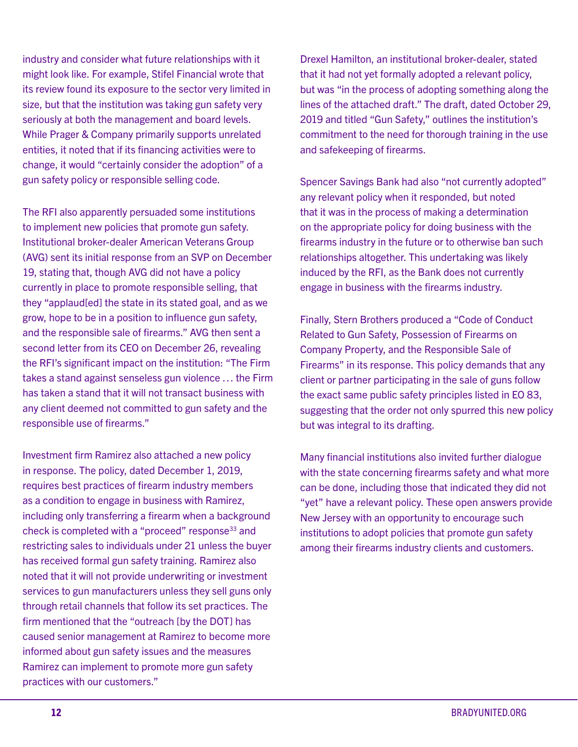industry and consider what future relationships with it might look like. For example, Stifel Financial wrote that its review found its exposure to the sector very limited in size, but that the institution was taking gun safety very seriously at both the management and board levels. While Prager & Company primarily supports unrelated entities, it noted that if its financing activities were to change, it would "certainly consider the adoption" of a gun safety policy or responsible selling code.

The RFI also apparently persuaded some institutions to implement new policies that promote gun safety. Institutional broker-dealer American Veterans Group (AVG) sent its initial response from an SVP on December 19, stating that, though AVG did not have a policy currently in place to promote responsible selling, that they "applaud[ed] the state in its stated goal, and as we grow, hope to be in a position to influence gun safety, and the responsible sale of firearms." AVG then sent a second letter from its CEO on December 26, revealing the RFI's significant impact on the institution: "The Firm takes a stand against senseless gun violence . . . the Firm has taken a stand that it will not transact business with any client deemed not committed to gun safety and the responsible use of firearms."

Investment firm Ramirez also attached a new policy in response. The policy, dated December 1, 2019, requires best practices of firearm industry members as a condition to engage in business with Ramirez, including only transferring a firearm when a background check is completed with a "proceed" response[33] and restricting sales to individuals under 21 unless the buyer has received formal gun safety training. Ramirez also noted that it will not provide underwriting or investment services to gun manufacturers unless they sell guns only through retail channels that follow its set practices. The firm mentioned that the "outreach [by the DOT] has caused senior management at Ramirez to become more informed about gun safety issues and the measures Ramirez can implement to promote more gun safety practices with our customers."

Drexel Hamilton, an institutional broker-dealer, stated that it had not yet formally adopted a relevant policy, but was "in the process of adopting something along the lines of the attached draft." The draft, dated October 29, 2019 and titled "Gun Safety," outlines the institution's commitment to the need for thorough training in the use and safekeeping of firearms.

Spencer Savings Bank had also "not currently adopted" any relevant policy when it responded, but noted that it was in the process of making a determination on the appropriate policy for doing business with the firearms industry in the future or to otherwise ban such relationships altogether. This undertaking was likely induced by the RFI, as the Bank does not currently engage in business with the firearms industry.

Finally, Stern Brothers produced a "Code of Conduct Related to Gun Safety, Possession of Firearms on Company Property, and the Responsible Sale of Firearms" in its response. This policy demands that any client or partner participating in the sale of guns follow the exact same public safety principles listed in EO 83, suggesting that the order not only spurred this new policy but was integral to its drafting.

Many financial institutions also invited further dialogue with the state concerning firearms safety and what more can be done, including those that indicated they did not "yet" have a relevant policy. These open answers provide New Jersey with an opportunity to encourage such institutions to adopt policies that promote gun safety among their firearms industry clients and customers.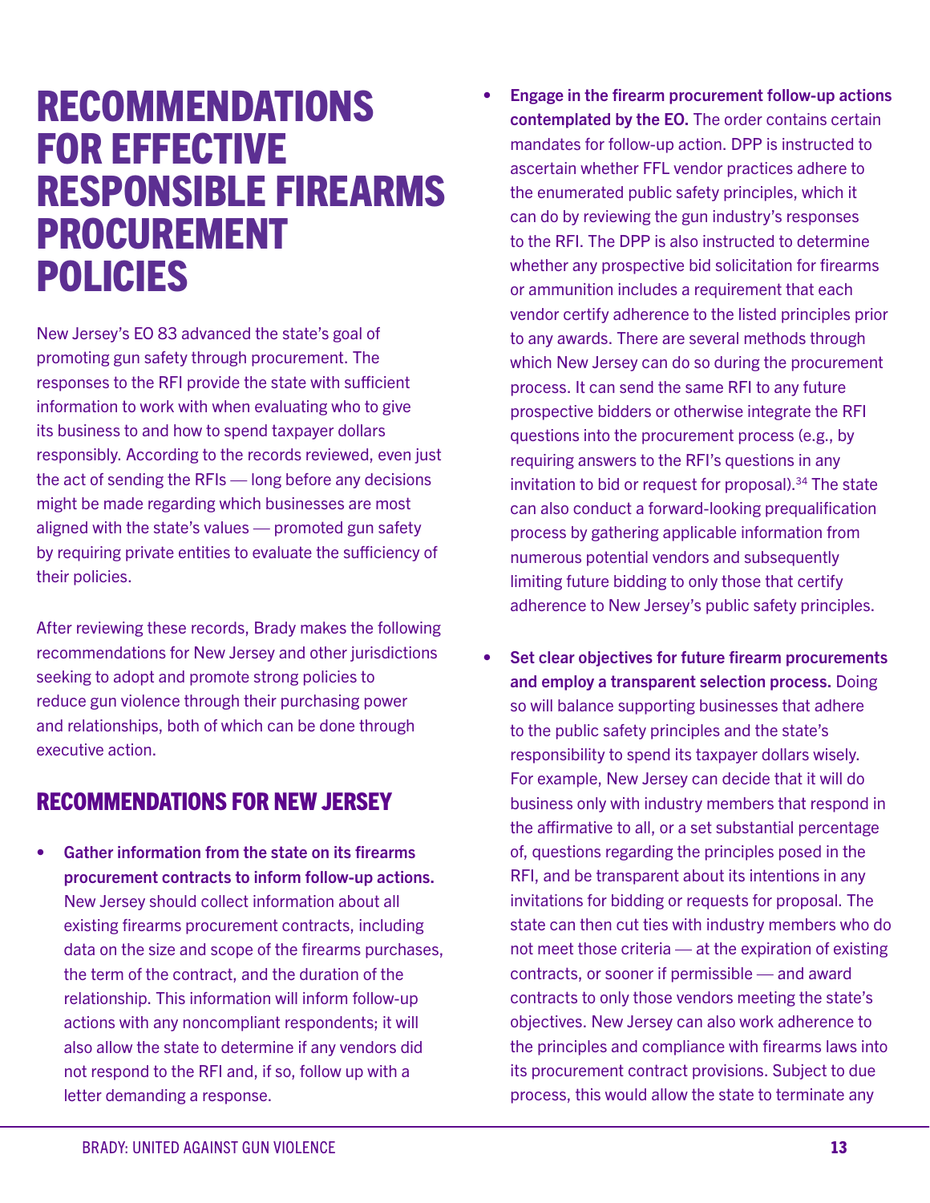# RECOMMENDATIONS FOR EFFECTIVE RESPONSIBLE FIREARMS PROCUREMENT POLICIES

New Jersey's EO 83 advanced the state's goal of promoting gun safety through procurement. The responses to the RFI provide the state with sufficient information to work with when evaluating who to give its business to and how to spend taxpayer dollars responsibly. According to the records reviewed, even just the act of sending the RFIs — long before any decisions might be made regarding which businesses are most aligned with the state's values — promoted gun safety by requiring private entities to evaluate the sufficiency of their policies.

After reviewing these records, Brady makes the following recommendations for New Jersey and other jurisdictions seeking to adopt and promote strong policies to reduce gun violence through their purchasing power and relationships, both of which can be done through executive action.

## RECOMMENDATIONS FOR NEW JERSEY

- **Gather information from the state on its firearms procurement contracts to inform follow-up actions.** New Jersey should collect information about all existing firearms procurement contracts, including data on the size and scope of the firearms purchases, the term of the contract, and the duration of the relationship. This information will inform follow-up actions with any noncompliant respondents; it will also allow the state to determine if any vendors did not respond to the RFI and, if so, follow up with a letter demanding a response.

- **Engage in the firearm procurement follow-up actions contemplated by the EO.** The order contains certain mandates for follow-up action. DPP is instructed to ascertain whether FFL vendor practices adhere to the enumerated public safety principles, which it can do by reviewing the gun industry's responses to the RFI. The DPP is also instructed to determine whether any prospective bid solicitation for firearms or ammunition includes a requirement that each vendor certify adherence to the listed principles prior to any awards. There are several methods through which New Jersey can do so during the procurement process. It can send the same RFI to any future prospective bidders or otherwise integrate the RFI questions into the procurement process (e.g., by requiring answers to the RFI's questions in any invitation to bid or request for proposal).[34] The state can also conduct a forward-looking prequalification process by gathering applicable information from numerous potential vendors and subsequently limiting future bidding to only those that certify adherence to New Jersey's public safety principles.

- **Set clear objectives for future firearm procurements and employ a transparent selection process.** Doing so will balance supporting businesses that adhere to the public safety principles and the state's responsibility to spend its taxpayer dollars wisely. For example, New Jersey can decide that it will do business only with industry members that respond in the affirmative to all, or a set substantial percentage of, questions regarding the principles posed in the RFI, and be transparent about its intentions in any invitations for bidding or requests for proposal. The state can then cut ties with industry members who do not meet those criteria — at the expiration of existing contracts, or sooner if permissible — and award contracts to only those vendors meeting the state's objectives. New Jersey can also work adherence to the principles and compliance with firearms laws into its procurement contract provisions. Subject to due process, this would allow the state to terminate any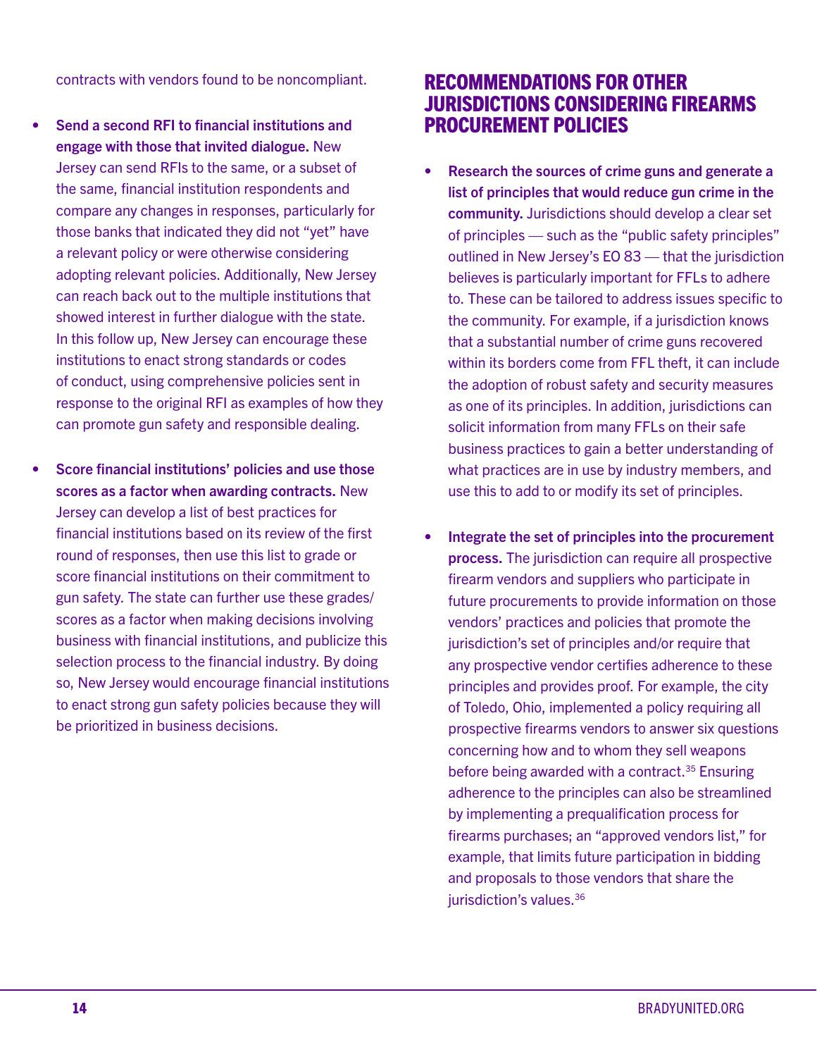contracts with vendors found to be noncompliant.

- **Send a second RFI to financial institutions and engage with those that invited dialogue.** New Jersey can send RFIs to the same, or a subset of the same, financial institution respondents and compare any changes in responses, particularly for those banks that indicated they did not "yet" have a relevant policy or were otherwise considering adopting relevant policies. Additionally, New Jersey can reach back out to the multiple institutions that showed interest in further dialogue with the state. In this follow up, New Jersey can encourage these institutions to enact strong standards or codes of conduct, using comprehensive policies sent in response to the original RFI as examples of how they can promote gun safety and responsible dealing.

- **Score financial institutions' policies and use those scores as a factor when awarding contracts.** New Jersey can develop a list of best practices for financial institutions based on its review of the first round of responses, then use this list to grade or score financial institutions on their commitment to gun safety. The state can further use these grades/scores as a factor when making decisions involving business with financial institutions, and publicize this selection process to the financial industry. By doing so, New Jersey would encourage financial institutions to enact strong gun safety policies because they will be prioritized in business decisions.

## RECOMMENDATIONS FOR OTHER JURISDICTIONS CONSIDERING FIREARMS PROCUREMENT POLICIES

- **Research the sources of crime guns and generate a list of principles that would reduce gun crime in the community.** Jurisdictions should develop a clear set of principles — such as the "public safety principles" outlined in New Jersey's EO 83 — that the jurisdiction believes is particularly important for FFLs to adhere to. These can be tailored to address issues specific to the community. For example, if a jurisdiction knows that a substantial number of crime guns recovered within its borders come from FFL theft, it can include the adoption of robust safety and security measures as one of its principles. In addition, jurisdictions can solicit information from many FFLs on their safe business practices to gain a better understanding of what practices are in use by industry members, and use this to add to or modify its set of principles.

- **Integrate the set of principles into the procurement process.** The jurisdiction can require all prospective firearm vendors and suppliers who participate in future procurements to provide information on those vendors' practices and policies that promote the jurisdiction's set of principles and/or require that any prospective vendor certifies adherence to these principles and provides proof. For example, the city of Toledo, Ohio, implemented a policy requiring all prospective firearms vendors to answer six questions concerning how and to whom they sell weapons before being awarded with a contract.[35] Ensuring adherence to the principles can also be streamlined by implementing a prequalification process for firearms purchases; an "approved vendors list," for example, that limits future participation in bidding and proposals to those vendors that share the jurisdiction's values.[36]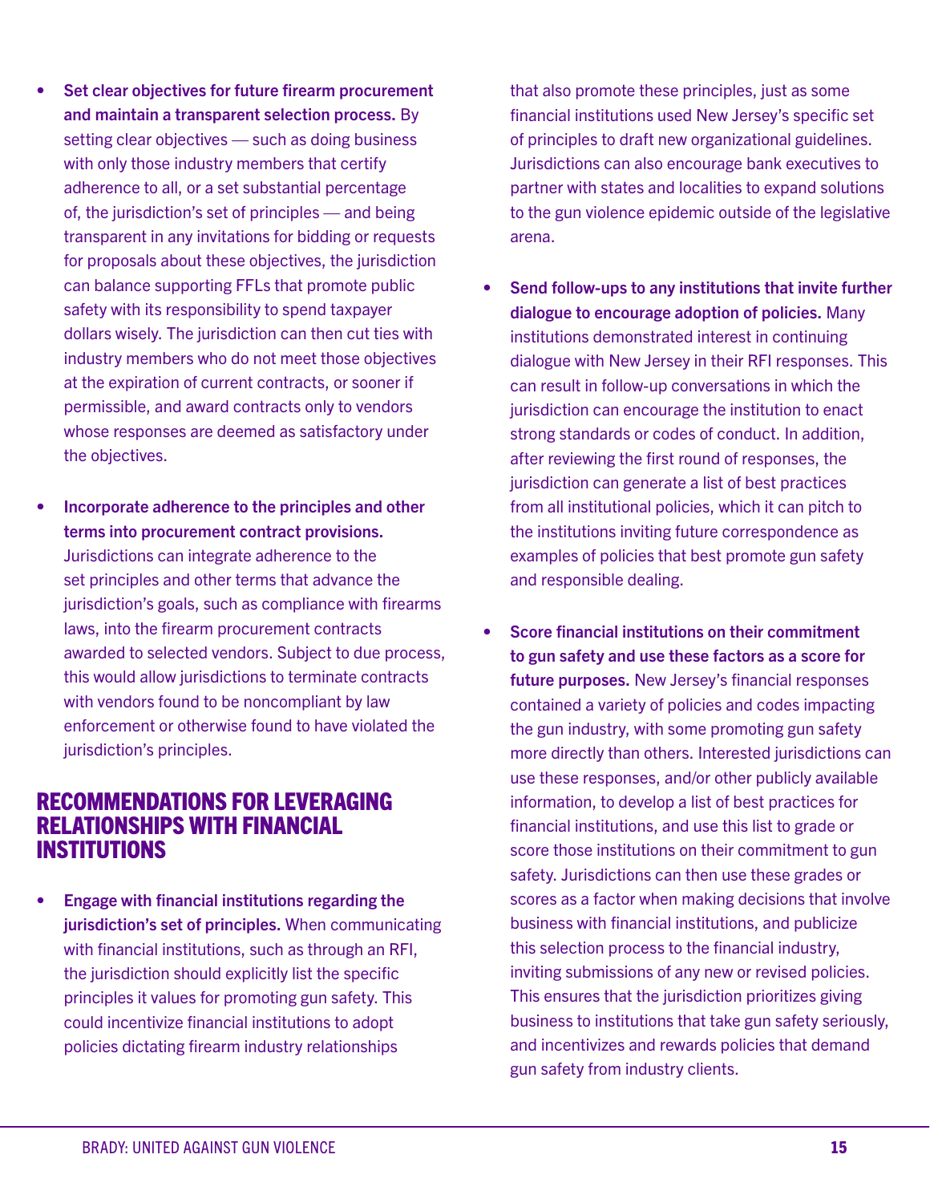- **Set clear objectives for future firearm procurement and maintain a transparent selection process.** By setting clear objectives — such as doing business with only those industry members that certify adherence to all, or a set substantial percentage of, the jurisdiction's set of principles — and being transparent in any invitations for bidding or requests for proposals about these objectives, the jurisdiction can balance supporting FFLs that promote public safety with its responsibility to spend taxpayer dollars wisely. The jurisdiction can then cut ties with industry members who do not meet those objectives at the expiration of current contracts, or sooner if permissible, and award contracts only to vendors whose responses are deemed as satisfactory under the objectives.

- **Incorporate adherence to the principles and other terms into procurement contract provisions.** Jurisdictions can integrate adherence to the set principles and other terms that advance the jurisdiction's goals, such as compliance with firearms laws, into the firearm procurement contracts awarded to selected vendors. Subject to due process, this would allow jurisdictions to terminate contracts with vendors found to be noncompliant by law enforcement or otherwise found to have violated the jurisdiction's principles.

## RECOMMENDATIONS FOR LEVERAGING RELATIONSHIPS WITH FINANCIAL INSTITUTIONS

- **Engage with financial institutions regarding the jurisdiction's set of principles.** When communicating with financial institutions, such as through an RFI, the jurisdiction should explicitly list the specific principles it values for promoting gun safety. This could incentivize financial institutions to adopt policies dictating firearm industry relationships that also promote these principles, just as some financial institutions used New Jersey's specific set of principles to draft new organizational guidelines. Jurisdictions can also encourage bank executives to partner with states and localities to expand solutions to the gun violence epidemic outside of the legislative arena.

- **Send follow-ups to any institutions that invite further dialogue to encourage adoption of policies.** Many institutions demonstrated interest in continuing dialogue with New Jersey in their RFI responses. This can result in follow-up conversations in which the jurisdiction can encourage the institution to enact strong standards or codes of conduct. In addition, after reviewing the first round of responses, the jurisdiction can generate a list of best practices from all institutional policies, which it can pitch to the institutions inviting future correspondence as examples of policies that best promote gun safety and responsible dealing.

- **Score financial institutions on their commitment to gun safety and use these factors as a score for future purposes.** New Jersey's financial responses contained a variety of policies and codes impacting the gun industry, with some promoting gun safety more directly than others. Interested jurisdictions can use these responses, and/or other publicly available information, to develop a list of best practices for financial institutions, and use this list to grade or score those institutions on their commitment to gun safety. Jurisdictions can then use these grades or scores as a factor when making decisions that involve business with financial institutions, and publicize this selection process to the financial industry, inviting submissions of any new or revised policies. This ensures that the jurisdiction prioritizes giving business to institutions that take gun safety seriously, and incentivizes and rewards policies that demand gun safety from industry clients.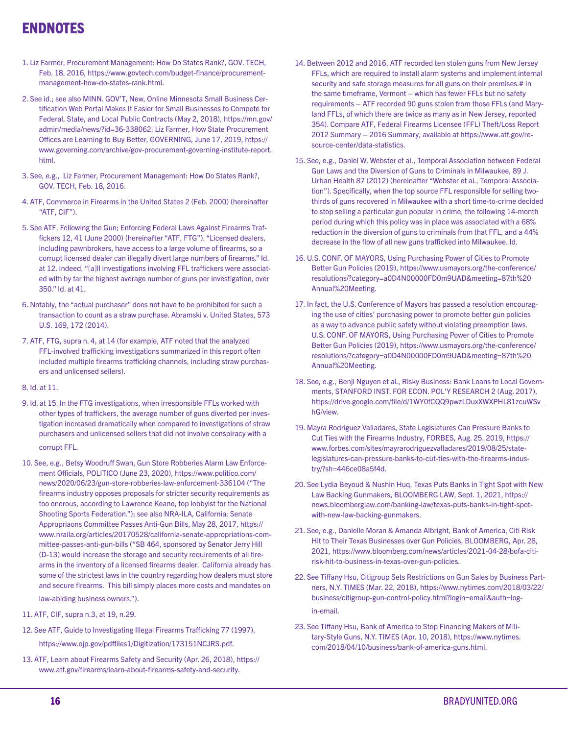# ENDNOTES

1. Liz Farmer, Procurement Management: How Do States Rank?, GOV. TECH, Feb. 18, 2016, https://www.govtech.com/budget-finance/procurement-management-how-do-states-rank.html.

2. See id.; see also MINN. GOV'T, New, Online Minnesota Small Business Certification Web Portal Makes It Easier for Small Businesses to Compete for Federal, State, and Local Public Contracts (May 2, 2018), https://mn.gov/admin/media/news/?id=36-338062; Liz Farmer, How State Procurement Offices are Learning to Buy Better, GOVERNING, June 17, 2019, https://www.governing.com/archive/gov-procurement-governing-institute-report.html.

3. See, e.g., Liz Farmer, Procurement Management: How Do States Rank?, GOV. TECH, Feb. 18, 2016.

4. ATF, Commerce in Firearms in the United States 2 (Feb. 2000) (hereinafter "ATF, CIF").

5. See ATF, Following the Gun; Enforcing Federal Laws Against Firearms Traffickers 12, 41 (June 2000) (hereinafter "ATF, FTG"). "Licensed dealers, including pawnbrokers, have access to a large volume of firearms, so a corrupt licensed dealer can illegally divert large numbers of firearms." Id. at 12. Indeed, "[a]ll investigations involving FFL traffickers were associated with by far the highest average number of guns per investigation, over 350." Id. at 41.

6. Notably, the "actual purchaser" does not have to be prohibited for such a transaction to count as a straw purchase. Abramski v. United States, 573 U.S. 169, 172 (2014).

7. ATF, FTG, supra n. 4, at 14 (for example, ATF noted that the analyzed FFL-involved trafficking investigations summarized in this report often included multiple firearms trafficking channels, including straw purchasers and unlicensed sellers).

8. Id. at 11.

9. Id. at 15. In the FTG investigations, when irresponsible FFLs worked with other types of traffickers, the average number of guns diverted per investigation increased dramatically when compared to investigations of straw purchasers and unlicensed sellers that did not involve conspiracy with a corrupt FFL.

10. See, e.g., Betsy Woodruff Swan, Gun Store Robberies Alarm Law Enforcement Officials, POLITICO (June 23, 2020), https://www.politico.com/news/2020/06/23/gun-store-robberies-law-enforcement-336104 ("The firearms industry opposes proposals for stricter security requirements as too onerous, according to Lawrence Keane, top lobbyist for the National Shooting Sports Federation."); see also NRA-ILA, California: Senate Appropriaons Committee Passes Anti-Gun Bills, May 28, 2017, https://www.nraila.org/articles/20170528/california-senate-appropriations-committee-passes-anti-gun-bills ("SB 464, sponsored by Senator Jerry Hill (D-13) would increase the storage and security requirements of all firearms in the inventory of a licensed firearms dealer. California already has some of the strictest laws in the country regarding how dealers must store and secure firearms. This bill simply places more costs and mandates on law-abiding business owners.").

11. ATF, CIF, supra n.3, at 19, n.29.

12. See ATF, Guide to Investigating Illegal Firearms Trafficking 77 (1997), https://www.ojp.gov/pdffiles1/Digitization/173151NCJRS.pdf.

13. ATF, Learn about Firearms Safety and Security (Apr. 26, 2018), https://www.atf.gov/firearms/learn-about-firearms-safety-and-security.

14. Between 2012 and 2016, ATF recorded ten stolen guns from New Jersey FFLs, which are required to install alarm systems and implement internal security and safe storage measures for all guns on their premises.# In the same timeframe, Vermont – which has fewer FFLs but no safety requirements – ATF recorded 90 guns stolen from those FFLs (and Maryland FFLs, of which there are twice as many as in New Jersey, reported 354). Compare ATF, Federal Firearms Licensee (FFL) Theft/Loss Report 2012 Summary – 2016 Summary, available at https://www.atf.gov/resource-center/data-statistics.

15. See, e.g., Daniel W. Webster et al., Temporal Association between Federal Gun Laws and the Diversion of Guns to Criminals in Milwaukee, 89 J. Urban Health 87 (2012) (hereinafter "Webster et al., Temporal Association"). Specifically, when the top source FFL responsible for selling two-thirds of guns recovered in Milwaukee with a short time-to-crime decided to stop selling a particular gun popular in crime, the following 14-month period during which this policy was in place was associated with a 68% reduction in the diversion of guns to criminals from that FFL, and a 44% decrease in the flow of all new guns trafficked into Milwaukee. Id.

16. U.S. CONF. OF MAYORS, Using Purchasing Power of Cities to Promote Better Gun Policies (2019), https://www.usmayors.org/the-conference/resolutions/?category=a0D4N00000FD0m9UAD&meeting=87th%20Annual%20Meeting.

17. In fact, the U.S. Conference of Mayors has passed a resolution encouraging the use of cities' purchasing power to promote better gun policies as a way to advance public safety without violating preemption laws. U.S. CONF. OF MAYORS, Using Purchasing Power of Cities to Promote Better Gun Policies (2019), https://www.usmayors.org/the-conference/resolutions/?category=a0D4N00000FD0m9UAD&meeting=87th%20Annual%20Meeting.

18. See, e.g., Benji Nguyen et al., Risky Business: Bank Loans to Local Governments, STANFORD INST. FOR ECON. POL'Y RESEARCH 2 (Aug. 2017), https://drive.google.com/file/d/1WY0fCQQ9pwzLDuxXWXPHL81zcuWSv_hG/view.

19. Mayra Rodriguez Valladares, State Legislatures Can Pressure Banks to Cut Ties with the Firearms Industry, FORBES, Aug. 25, 2019, https://www.forbes.com/sites/mayrarodriguezvalladares/2019/08/25/state-legislatures-can-pressure-banks-to-cut-ties-with-the-firearms-industry/?sh=446ce08a5f4d.

20. See Lydia Beyoud & Nushin Huq, Texas Puts Banks in Tight Spot with New Law Backing Gunmakers, BLOOMBERG LAW, Sept. 1, 2021, https://news.bloomberglaw.com/banking-law/texas-puts-banks-in-tight-spot-with-new-law-backing-gunmakers.

21. See, e.g., Danielle Moran & Amanda Albright, Bank of America, Citi Risk Hit to Their Texas Businesses over Gun Policies, BLOOMBERG, Apr. 28, 2021, https://www.bloomberg.com/news/articles/2021-04-28/bofa-citi-risk-hit-to-business-in-texas-over-gun-policies.

22. See Tiffany Hsu, Citigroup Sets Restrictions on Gun Sales by Business Partners, N.Y. TIMES (Mar. 22, 2018), https://www.nytimes.com/2018/03/22/business/citigroup-gun-control-policy.html?login=email&auth=login-email.

23. See Tiffany Hsu, Bank of America to Stop Financing Makers of Military-Style Guns, N.Y. TIMES (Apr. 10, 2018), https://www.nytimes.com/2018/04/10/business/bank-of-america-guns.html.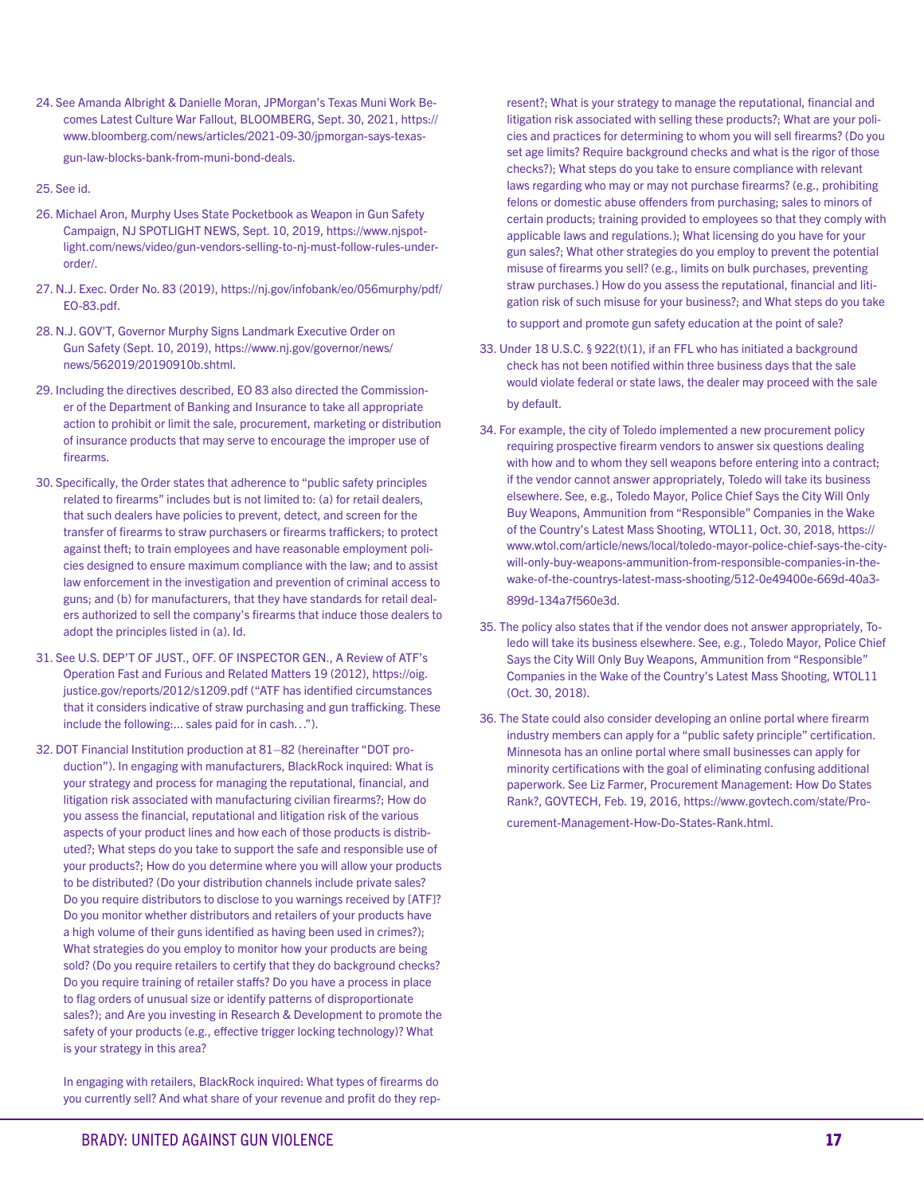24. See Amanda Albright & Danielle Moran, JPMorgan's Texas Muni Work Becomes Latest Culture War Fallout, BLOOMBERG, Sept. 30, 2021, https://www.bloomberg.com/news/articles/2021-09-30/jpmorgan-says-texas-gun-law-blocks-bank-from-muni-bond-deals.

25. See id.

26. Michael Aron, Murphy Uses State Pocketbook as Weapon in Gun Safety Campaign, NJ SPOTLIGHT NEWS, Sept. 10, 2019, https://www.njspotlight.com/news/video/gun-vendors-selling-to-nj-must-follow-rules-under-order/.

27. N.J. Exec. Order No. 83 (2019), https://nj.gov/infobank/eo/056murphy/pdf/EO-83.pdf.

28. N.J. GOV'T, Governor Murphy Signs Landmark Executive Order on Gun Safety (Sept. 10, 2019), https://www.nj.gov/governor/news/news/562019/20190910b.shtml.

29. Including the directives described, EO 83 also directed the Commissioner of the Department of Banking and Insurance to take all appropriate action to prohibit or limit the sale, procurement, marketing or distribution of insurance products that may serve to encourage the improper use of firearms.

30. Specifically, the Order states that adherence to "public safety principles related to firearms" includes but is not limited to: (a) for retail dealers, that such dealers have policies to prevent, detect, and screen for the transfer of firearms to straw purchasers or firearms traffickers; to protect against theft; to train employees and have reasonable employment policies designed to ensure maximum compliance with the law; and to assist law enforcement in the investigation and prevention of criminal access to guns; and (b) for manufacturers, that they have standards for retail dealers authorized to sell the company's firearms that induce those dealers to adopt the principles listed in (a). Id.

31. See U.S. DEP'T OF JUST., OFF. OF INSPECTOR GEN., A Review of ATF's Operation Fast and Furious and Related Matters 19 (2012), https://oig.justice.gov/reports/2012/s1209.pdf ("ATF has identified circumstances that it considers indicative of straw purchasing and gun trafficking. These include the following:... sales paid for in cash…").

32. DOT Financial Institution production at 81–82 (hereinafter "DOT production"). In engaging with manufacturers, BlackRock inquired: What is your strategy and process for managing the reputational, financial, and litigation risk associated with manufacturing civilian firearms?; How do you assess the financial, reputational and litigation risk of the various aspects of your product lines and how each of those products is distributed?; What steps do you take to support the safe and responsible use of your products?; How do you determine where you will allow your products to be distributed? (Do your distribution channels include private sales? Do you require distributors to disclose to you warnings received by [ATF]? Do you monitor whether distributors and retailers of your products have a high volume of their guns identified as having been used in crimes?); What strategies do you employ to monitor how your products are being sold? (Do you require retailers to certify that they do background checks? Do you require training of retailer staffs? Do you have a process in place to flag orders of unusual size or identify patterns of disproportionate sales?); and Are you investing in Research & Development to promote the safety of your products (e.g., effective trigger locking technology)? What is your strategy in this area?

    In engaging with retailers, BlackRock inquired: What types of firearms do you currently sell? And what share of your revenue and profit do they represent?; What is your strategy to manage the reputational, financial and litigation risk associated with selling these products?; What are your policies and practices for determining to whom you will sell firearms? (Do you set age limits? Require background checks and what is the rigor of those checks?); What steps do you take to ensure compliance with relevant laws regarding who may or may not purchase firearms? (e.g., prohibiting felons or domestic abuse offenders from purchasing; sales to minors of certain products; training provided to employees so that they comply with applicable laws and regulations.); What licensing do you have for your gun sales?; What other strategies do you employ to prevent the potential misuse of firearms you sell? (e.g., limits on bulk purchases, preventing straw purchases.) How do you assess the reputational, financial and litigation risk of such misuse for your business?; and What steps do you take to support and promote gun safety education at the point of sale?

33. Under 18 U.S.C. § 922(t)(1), if an FFL who has initiated a background check has not been notified within three business days that the sale would violate federal or state laws, the dealer may proceed with the sale by default.

34. For example, the city of Toledo implemented a new procurement policy requiring prospective firearm vendors to answer six questions dealing with how and to whom they sell weapons before entering into a contract; if the vendor cannot answer appropriately, Toledo will take its business elsewhere. See, e.g., Toledo Mayor, Police Chief Says the City Will Only Buy Weapons, Ammunition from "Responsible" Companies in the Wake of the Country's Latest Mass Shooting, WTOL11, Oct. 30, 2018, https://www.wtol.com/article/news/local/toledo-mayor-police-chief-says-the-city-will-only-buy-weapons-ammunition-from-responsible-companies-in-the-wake-of-the-countrys-latest-mass-shooting/512-0e49400e-669d-40a3-899d-134a7f560e3d.

35. The policy also states that if the vendor does not answer appropriately, Toledo will take its business elsewhere. See, e.g., Toledo Mayor, Police Chief Says the City Will Only Buy Weapons, Ammunition from "Responsible" Companies in the Wake of the Country's Latest Mass Shooting, WTOL11 (Oct. 30, 2018).

36. The State could also consider developing an online portal where firearm industry members can apply for a "public safety principle" certification. Minnesota has an online portal where small businesses can apply for minority certifications with the goal of eliminating confusing additional paperwork. See Liz Farmer, Procurement Management: How Do States Rank?, GOVTECH, Feb. 19, 2016, https://www.govtech.com/state/Procurement-Management-How-Do-States-Rank.html.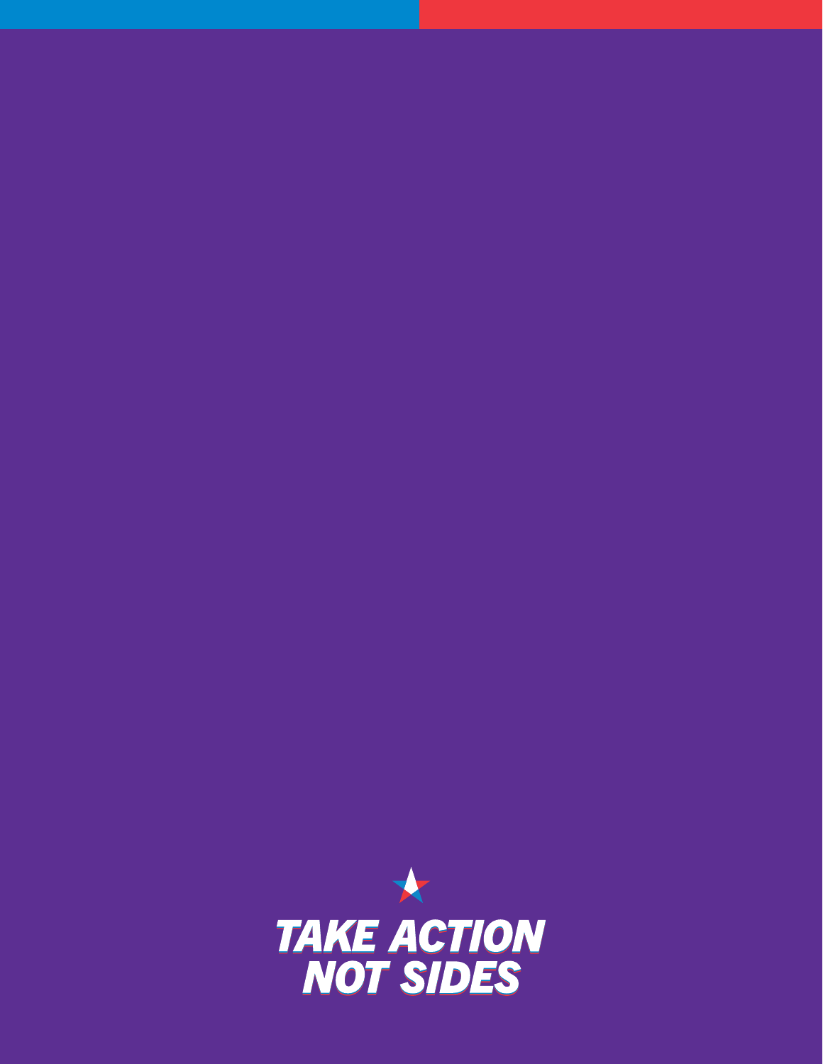TAKE ACTION
NOT SIDES